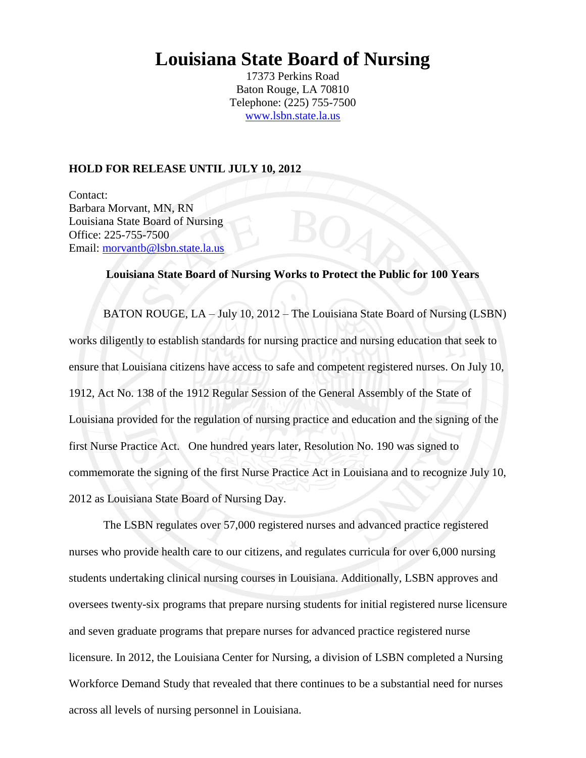# Louisiana State Board of Nursing

17373 Perkins Road
Baton Rouge, LA 70810
Telephone: (225) 755-7500
www.lsbn.state.la.us

**HOLD FOR RELEASE UNTIL JULY 10, 2012**

Contact:
Barbara Morvant, MN, RN
Louisiana State Board of Nursing
Office: 225-755-7500
Email: morvantb@lsbn.state.la.us

**Louisiana State Board of Nursing Works to Protect the Public for 100 Years**

BATON ROUGE, LA – July 10, 2012 – The Louisiana State Board of Nursing (LSBN) works diligently to establish standards for nursing practice and nursing education that seek to ensure that Louisiana citizens have access to safe and competent registered nurses. On July 10, 1912, Act No. 138 of the 1912 Regular Session of the General Assembly of the State of Louisiana provided for the regulation of nursing practice and education and the signing of the first Nurse Practice Act. One hundred years later, Resolution No. 190 was signed to commemorate the signing of the first Nurse Practice Act in Louisiana and to recognize July 10, 2012 as Louisiana State Board of Nursing Day.

The LSBN regulates over 57,000 registered nurses and advanced practice registered nurses who provide health care to our citizens, and regulates curricula for over 6,000 nursing students undertaking clinical nursing courses in Louisiana. Additionally, LSBN approves and oversees twenty-six programs that prepare nursing students for initial registered nurse licensure and seven graduate programs that prepare nurses for advanced practice registered nurse licensure. In 2012, the Louisiana Center for Nursing, a division of LSBN completed a Nursing Workforce Demand Study that revealed that there continues to be a substantial need for nurses across all levels of nursing personnel in Louisiana.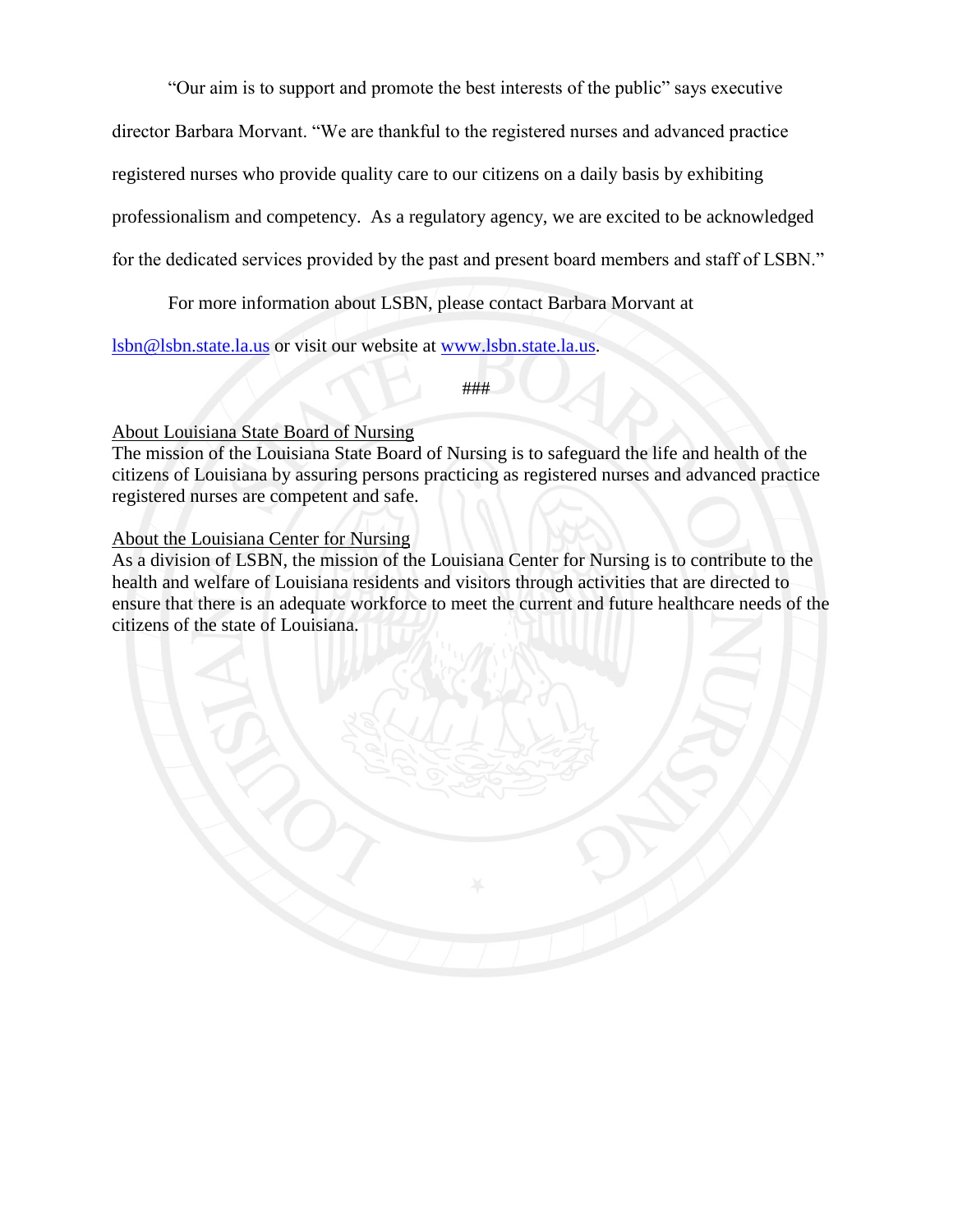"Our aim is to support and promote the best interests of the public" says executive director Barbara Morvant. "We are thankful to the registered nurses and advanced practice registered nurses who provide quality care to our citizens on a daily basis by exhibiting professionalism and competency. As a regulatory agency, we are excited to be acknowledged for the dedicated services provided by the past and present board members and staff of LSBN."

For more information about LSBN, please contact Barbara Morvant at lsbn@lsbn.state.la.us or visit our website at www.lsbn.state.la.us.

###

About Louisiana State Board of Nursing

The mission of the Louisiana State Board of Nursing is to safeguard the life and health of the citizens of Louisiana by assuring persons practicing as registered nurses and advanced practice registered nurses are competent and safe.

About the Louisiana Center for Nursing

As a division of LSBN, the mission of the Louisiana Center for Nursing is to contribute to the health and welfare of Louisiana residents and visitors through activities that are directed to ensure that there is an adequate workforce to meet the current and future healthcare needs of the citizens of the state of Louisiana.